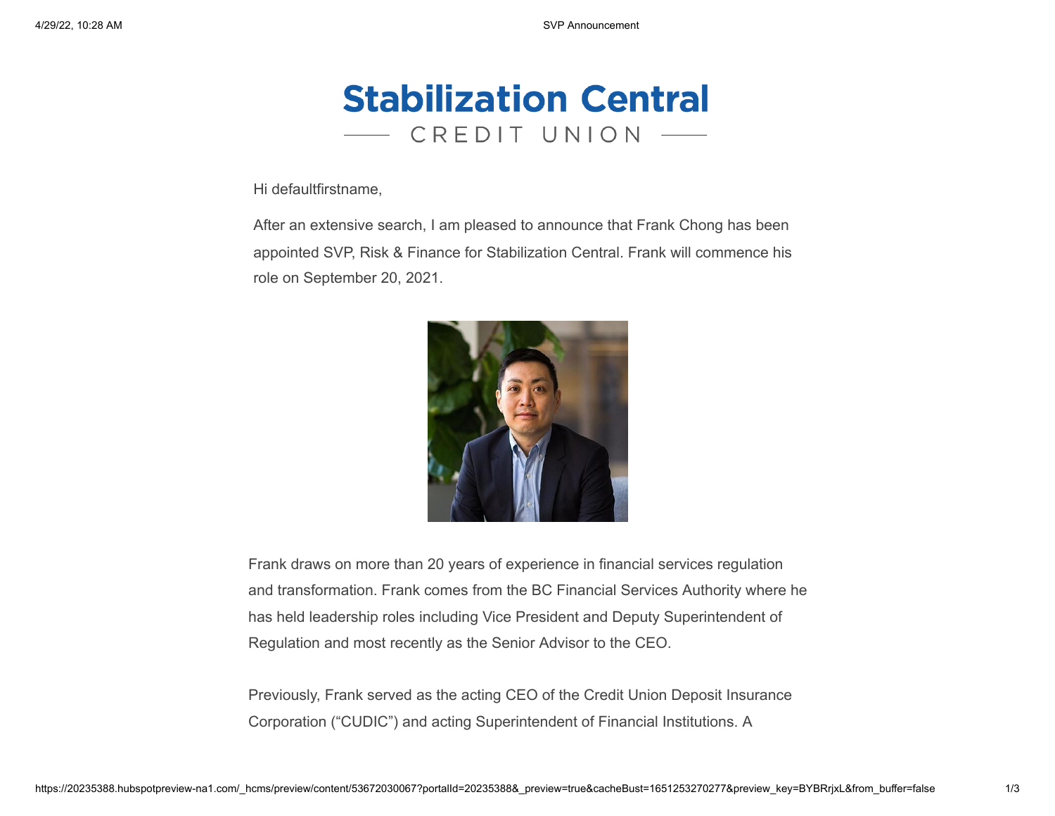# Stabilization Central

CREDIT UNION

Hi defaultfirstname,

After an extensive search, I am pleased to announce that Frank Chong has been appointed SVP, Risk & Finance for Stabilization Central. Frank will commence his role on September 20, 2021.

Frank draws on more than 20 years of experience in financial services regulation and transformation. Frank comes from the BC Financial Services Authority where he has held leadership roles including Vice President and Deputy Superintendent of Regulation and most recently as the Senior Advisor to the CEO.

Previously, Frank served as the acting CEO of the Credit Union Deposit Insurance Corporation ("CUDIC") and acting Superintendent of Financial Institutions. A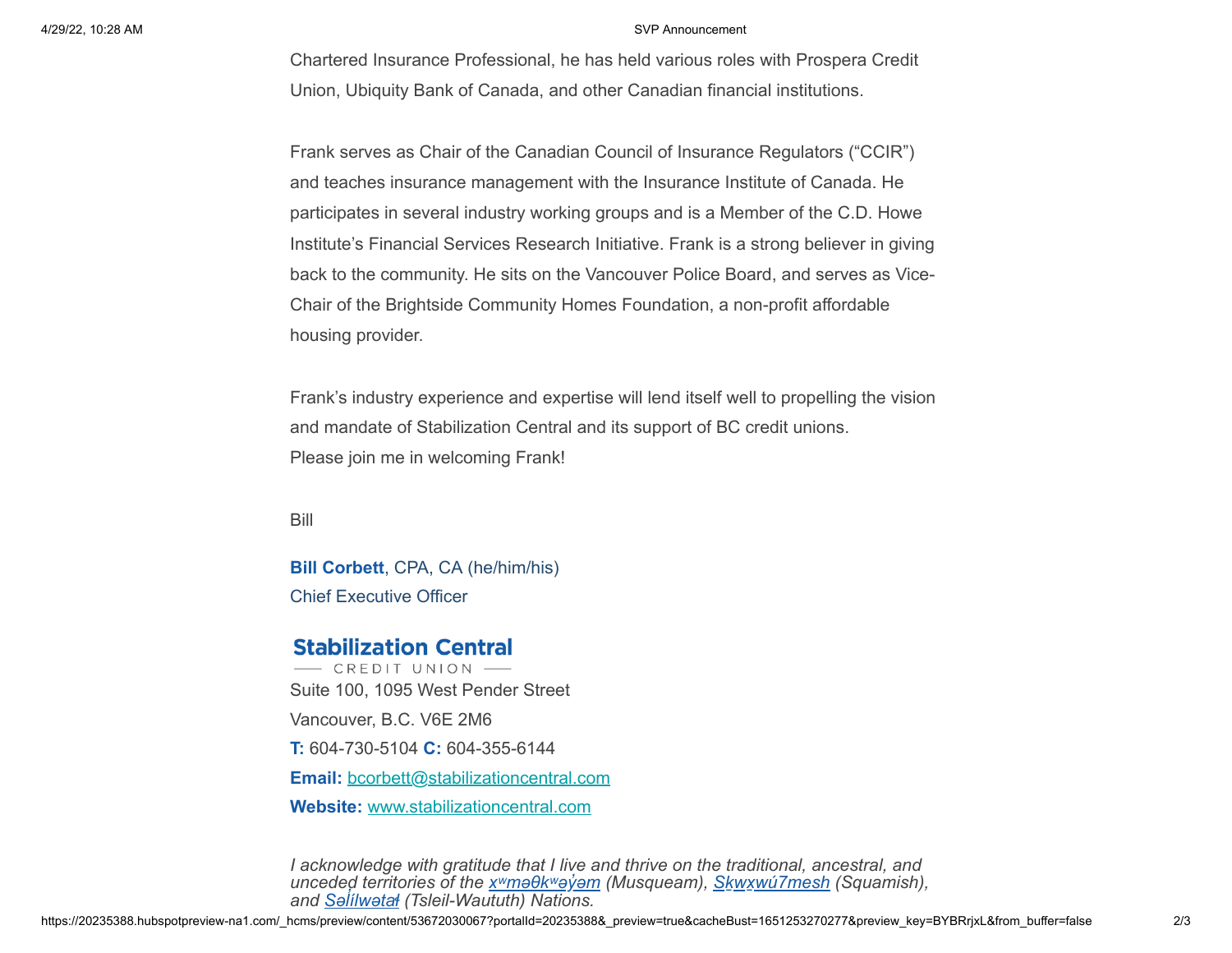Chartered Insurance Professional, he has held various roles with Prospera Credit Union, Ubiquity Bank of Canada, and other Canadian financial institutions.

Frank serves as Chair of the Canadian Council of Insurance Regulators (“CCIR”) and teaches insurance management with the Insurance Institute of Canada. He participates in several industry working groups and is a Member of the C.D. Howe Institute’s Financial Services Research Initiative. Frank is a strong believer in giving back to the community. He sits on the Vancouver Police Board, and serves as Vice-Chair of the Brightside Community Homes Foundation, a non-profit affordable housing provider.

Frank’s industry experience and expertise will lend itself well to propelling the vision and mandate of Stabilization Central and its support of BC credit unions.
Please join me in welcoming Frank!

Bill

**Bill Corbett**, CPA, CA (he/him/his)
Chief Executive Officer

**Stabilization Central**
CREDIT UNION

Suite 100, 1095 West Pender Street
Vancouver, B.C. V6E 2M6
**T:** 604-730-5104 **C:** 604-355-6144
**Email:** bcorbett@stabilizationcentral.com
**Website:** www.stabilizationcentral.com

*I acknowledge with gratitude that I live and thrive on the traditional, ancestral, and unceded territories of the xʷməθkʷəy̓əm (Musqueam), Sḵwx̱wú7mesh (Squamish), and Səl̓ílwətaɬ (Tsleil-Waututh) Nations.*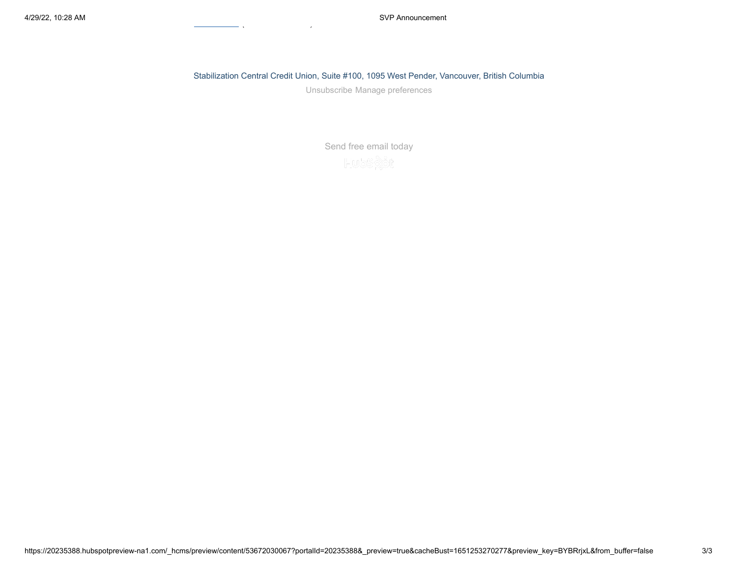Stabilization Central Credit Union, Suite #100, 1095 West Pender, Vancouver, British Columbia

Unsubscribe Manage preferences

Send free email today

HubSpot